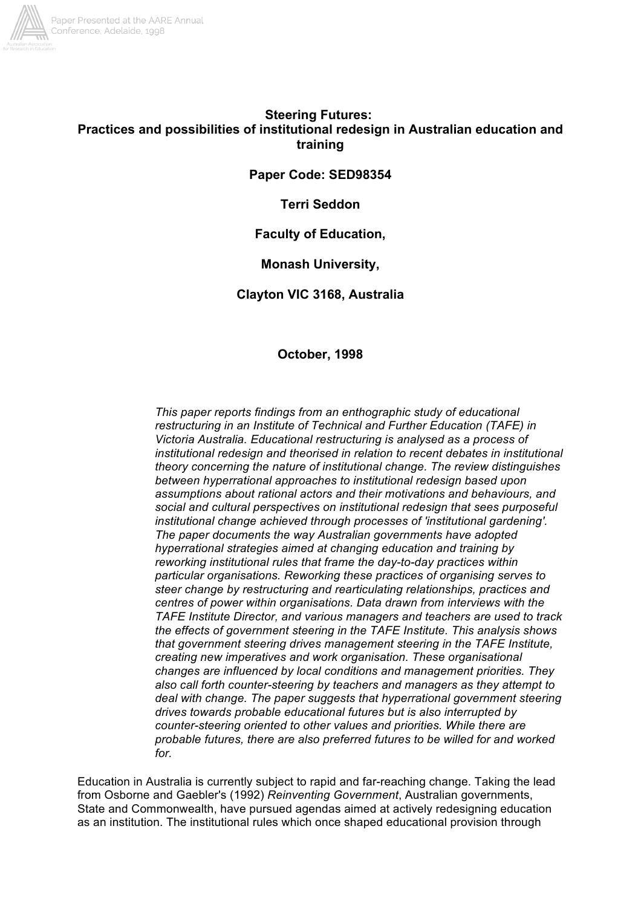**Steering Futures:**
**Practices and possibilities of institutional redesign in Australian education and training**

**Paper Code: SED98354**

**Terri Seddon**

**Faculty of Education,**

**Monash University,**

**Clayton VIC 3168, Australia**

**October, 1998**

*This paper reports findings from an enthographic study of educational restructuring in an Institute of Technical and Further Education (TAFE) in Victoria Australia. Educational restructuring is analysed as a process of institutional redesign and theorised in relation to recent debates in institutional theory concerning the nature of institutional change. The review distinguishes between hyperrational approaches to institutional redesign based upon assumptions about rational actors and their motivations and behaviours, and social and cultural perspectives on institutional redesign that sees purposeful institutional change achieved through processes of 'institutional gardening'. The paper documents the way Australian governments have adopted hyperrational strategies aimed at changing education and training by reworking institutional rules that frame the day-to-day practices within particular organisations. Reworking these practices of organising serves to steer change by restructuring and rearticulating relationships, practices and centres of power within organisations. Data drawn from interviews with the TAFE Institute Director, and various managers and teachers are used to track the effects of government steering in the TAFE Institute. This analysis shows that government steering drives management steering in the TAFE Institute, creating new imperatives and work organisation. These organisational changes are influenced by local conditions and management priorities. They also call forth counter-steering by teachers and managers as they attempt to deal with change. The paper suggests that hyperrational government steering drives towards probable educational futures but is also interrupted by counter-steering oriented to other values and priorities. While there are probable futures, there are also preferred futures to be willed for and worked for.*

Education in Australia is currently subject to rapid and far-reaching change. Taking the lead from Osborne and Gaebler's (1992) *Reinventing Government*, Australian governments, State and Commonwealth, have pursued agendas aimed at actively redesigning education as an institution. The institutional rules which once shaped educational provision through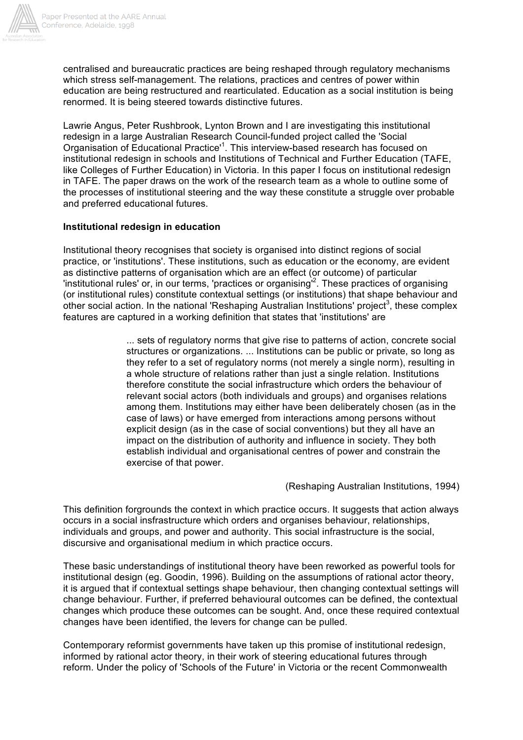centralised and bureaucratic practices are being reshaped through regulatory mechanisms which stress self-management. The relations, practices and centres of power within education are being restructured and rearticulated. Education as a social institution is being renormed. It is being steered towards distinctive futures.

Lawrie Angus, Peter Rushbrook, Lynton Brown and I are investigating this institutional redesign in a large Australian Research Council-funded project called the 'Social Organisation of Educational Practice'[1]. This interview-based research has focused on institutional redesign in schools and Institutions of Technical and Further Education (TAFE, like Colleges of Further Education) in Victoria. In this paper I focus on institutional redesign in TAFE. The paper draws on the work of the research team as a whole to outline some of the processes of institutional steering and the way these constitute a struggle over probable and preferred educational futures.

**Institutional redesign in education**

Institutional theory recognises that society is organised into distinct regions of social practice, or 'institutions'. These institutions, such as education or the economy, are evident as distinctive patterns of organisation which are an effect (or outcome) of particular 'institutional rules' or, in our terms, 'practices or organising'[2]. These practices of organising (or institutional rules) constitute contextual settings (or institutions) that shape behaviour and other social action. In the national 'Reshaping Australian Institutions' project[3], these complex features are captured in a working definition that states that 'institutions' are

> ... sets of regulatory norms that give rise to patterns of action, concrete social structures or organizations. ... Institutions can be public or private, so long as they refer to a set of regulatory norms (not merely a single norm), resulting in a whole structure of relations rather than just a single relation. Institutions therefore constitute the social infrastructure which orders the behaviour of relevant social actors (both individuals and groups) and organises relations among them. Institutions may either have been deliberately chosen (as in the case of laws) or have emerged from interactions among persons without explicit design (as in the case of social conventions) but they all have an impact on the distribution of authority and influence in society. They both establish individual and organisational centres of power and constrain the exercise of that power.
>
> (Reshaping Australian Institutions, 1994)

This definition forgrounds the context in which practice occurs. It suggests that action always occurs in a social insfrastructure which orders and organises behaviour, relationships, individuals and groups, and power and authority. This social infrastructure is the social, discursive and organisational medium in which practice occurs.

These basic understandings of institutional theory have been reworked as powerful tools for institutional design (eg. Goodin, 1996). Building on the assumptions of rational actor theory, it is argued that if contextual settings shape behaviour, then changing contextual settings will change behaviour. Further, if preferred behavioural outcomes can be defined, the contextual changes which produce these outcomes can be sought. And, once these required contextual changes have been identified, the levers for change can be pulled.

Contemporary reformist governments have taken up this promise of institutional redesign, informed by rational actor theory, in their work of steering educational futures through reform. Under the policy of 'Schools of the Future' in Victoria or the recent Commonwealth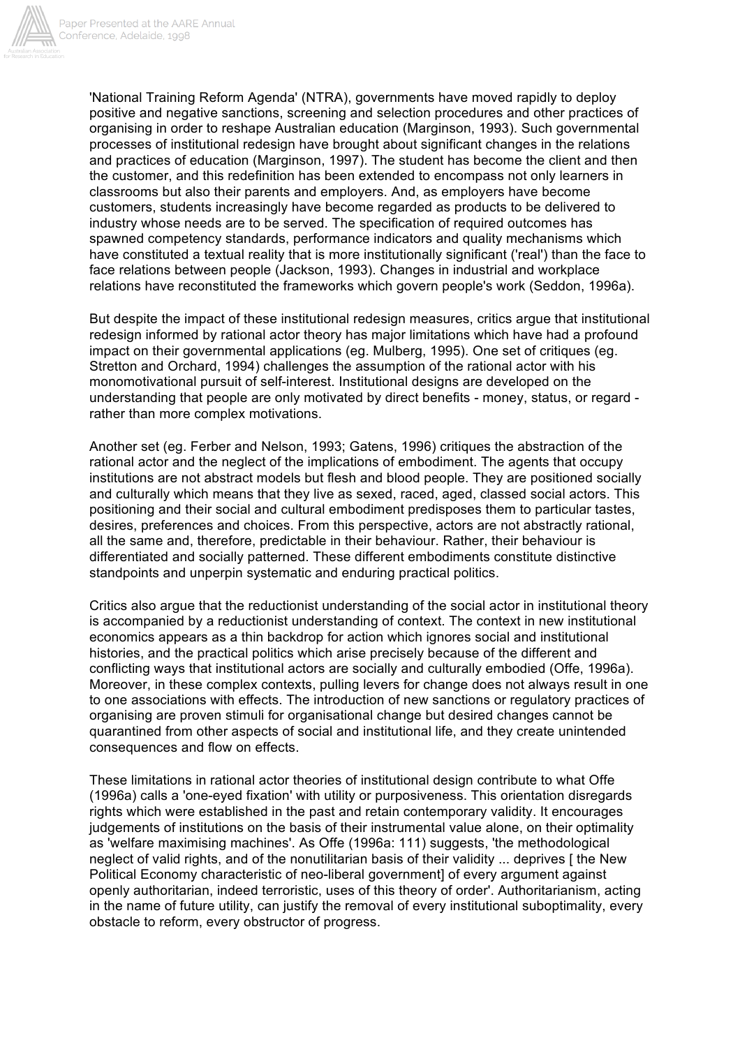'National Training Reform Agenda' (NTRA), governments have moved rapidly to deploy positive and negative sanctions, screening and selection procedures and other practices of organising in order to reshape Australian education (Marginson, 1993). Such governmental processes of institutional redesign have brought about significant changes in the relations and practices of education (Marginson, 1997). The student has become the client and then the customer, and this redefinition has been extended to encompass not only learners in classrooms but also their parents and employers. And, as employers have become customers, students increasingly have become regarded as products to be delivered to industry whose needs are to be served. The specification of required outcomes has spawned competency standards, performance indicators and quality mechanisms which have constituted a textual reality that is more institutionally significant ('real') than the face to face relations between people (Jackson, 1993). Changes in industrial and workplace relations have reconstituted the frameworks which govern people's work (Seddon, 1996a).

But despite the impact of these institutional redesign measures, critics argue that institutional redesign informed by rational actor theory has major limitations which have had a profound impact on their governmental applications (eg. Mulberg, 1995). One set of critiques (eg. Stretton and Orchard, 1994) challenges the assumption of the rational actor with his monomotivational pursuit of self-interest. Institutional designs are developed on the understanding that people are only motivated by direct benefits - money, status, or regard - rather than more complex motivations.

Another set (eg. Ferber and Nelson, 1993; Gatens, 1996) critiques the abstraction of the rational actor and the neglect of the implications of embodiment. The agents that occupy institutions are not abstract models but flesh and blood people. They are positioned socially and culturally which means that they live as sexed, raced, aged, classed social actors. This positioning and their social and cultural embodiment predisposes them to particular tastes, desires, preferences and choices. From this perspective, actors are not abstractly rational, all the same and, therefore, predictable in their behaviour. Rather, their behaviour is differentiated and socially patterned. These different embodiments constitute distinctive standpoints and unperpin systematic and enduring practical politics.

Critics also argue that the reductionist understanding of the social actor in institutional theory is accompanied by a reductionist understanding of context. The context in new institutional economics appears as a thin backdrop for action which ignores social and institutional histories, and the practical politics which arise precisely because of the different and conflicting ways that institutional actors are socially and culturally embodied (Offe, 1996a). Moreover, in these complex contexts, pulling levers for change does not always result in one to one associations with effects. The introduction of new sanctions or regulatory practices of organising are proven stimuli for organisational change but desired changes cannot be quarantined from other aspects of social and institutional life, and they create unintended consequences and flow on effects.

These limitations in rational actor theories of institutional design contribute to what Offe (1996a) calls a 'one-eyed fixation' with utility or purposiveness. This orientation disregards rights which were established in the past and retain contemporary validity. It encourages judgements of institutions on the basis of their instrumental value alone, on their optimality as 'welfare maximising machines'. As Offe (1996a: 111) suggests, 'the methodological neglect of valid rights, and of the nonutilitarian basis of their validity ... deprives [ the New Political Economy characteristic of neo-liberal government] of every argument against openly authoritarian, indeed terroristic, uses of this theory of order'. Authoritarianism, acting in the name of future utility, can justify the removal of every institutional suboptimality, every obstacle to reform, every obstructor of progress.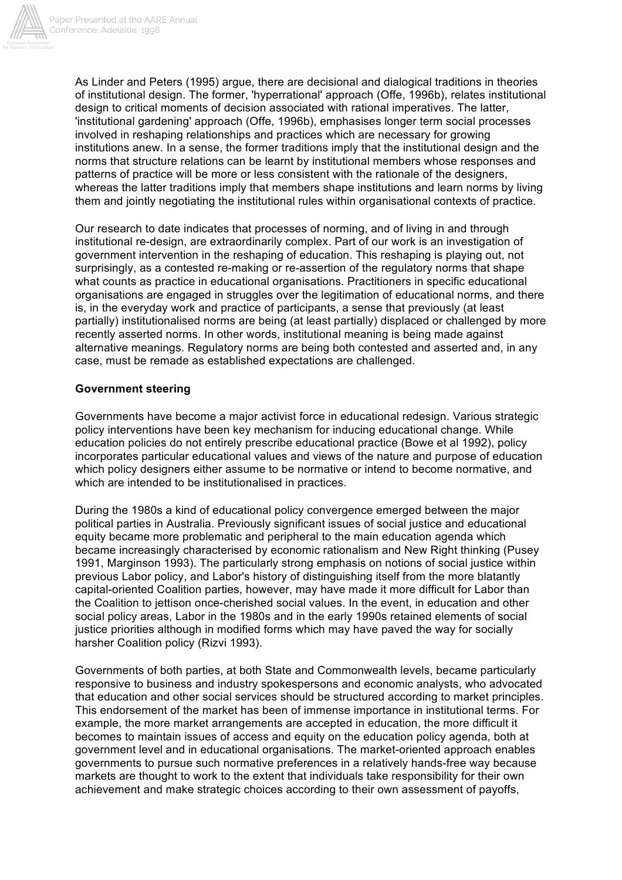As Linder and Peters (1995) argue, there are decisional and dialogical traditions in theories of institutional design. The former, 'hyperrational' approach (Offe, 1996b), relates institutional design to critical moments of decision associated with rational imperatives. The latter, 'institutional gardening' approach (Offe, 1996b), emphasises longer term social processes involved in reshaping relationships and practices which are necessary for growing institutions anew. In a sense, the former traditions imply that the institutional design and the norms that structure relations can be learnt by institutional members whose responses and patterns of practice will be more or less consistent with the rationale of the designers, whereas the latter traditions imply that members shape institutions and learn norms by living them and jointly negotiating the institutional rules within organisational contexts of practice.

Our research to date indicates that processes of norming, and of living in and through institutional re-design, are extraordinarily complex. Part of our work is an investigation of government intervention in the reshaping of education. This reshaping is playing out, not surprisingly, as a contested re-making or re-assertion of the regulatory norms that shape what counts as practice in educational organisations. Practitioners in specific educational organisations are engaged in struggles over the legitimation of educational norms, and there is, in the everyday work and practice of participants, a sense that previously (at least partially) institutionalised norms are being (at least partially) displaced or challenged by more recently asserted norms. In other words, institutional meaning is being made against alternative meanings. Regulatory norms are being both contested and asserted and, in any case, must be remade as established expectations are challenged.

**Government steering**

Governments have become a major activist force in educational redesign. Various strategic policy interventions have been key mechanism for inducing educational change. While education policies do not entirely prescribe educational practice (Bowe et al 1992), policy incorporates particular educational values and views of the nature and purpose of education which policy designers either assume to be normative or intend to become normative, and which are intended to be institutionalised in practices.

During the 1980s a kind of educational policy convergence emerged between the major political parties in Australia. Previously significant issues of social justice and educational equity became more problematic and peripheral to the main education agenda which became increasingly characterised by economic rationalism and New Right thinking (Pusey 1991, Marginson 1993). The particularly strong emphasis on notions of social justice within previous Labor policy, and Labor's history of distinguishing itself from the more blatantly capital-oriented Coalition parties, however, may have made it more difficult for Labor than the Coalition to jettison once-cherished social values. In the event, in education and other social policy areas, Labor in the 1980s and in the early 1990s retained elements of social justice priorities although in modified forms which may have paved the way for socially harsher Coalition policy (Rizvi 1993).

Governments of both parties, at both State and Commonwealth levels, became particularly responsive to business and industry spokespersons and economic analysts, who advocated that education and other social services should be structured according to market principles. This endorsement of the market has been of immense importance in institutional terms. For example, the more market arrangements are accepted in education, the more difficult it becomes to maintain issues of access and equity on the education policy agenda, both at government level and in educational organisations. The market-oriented approach enables governments to pursue such normative preferences in a relatively hands-free way because markets are thought to work to the extent that individuals take responsibility for their own achievement and make strategic choices according to their own assessment of payoffs,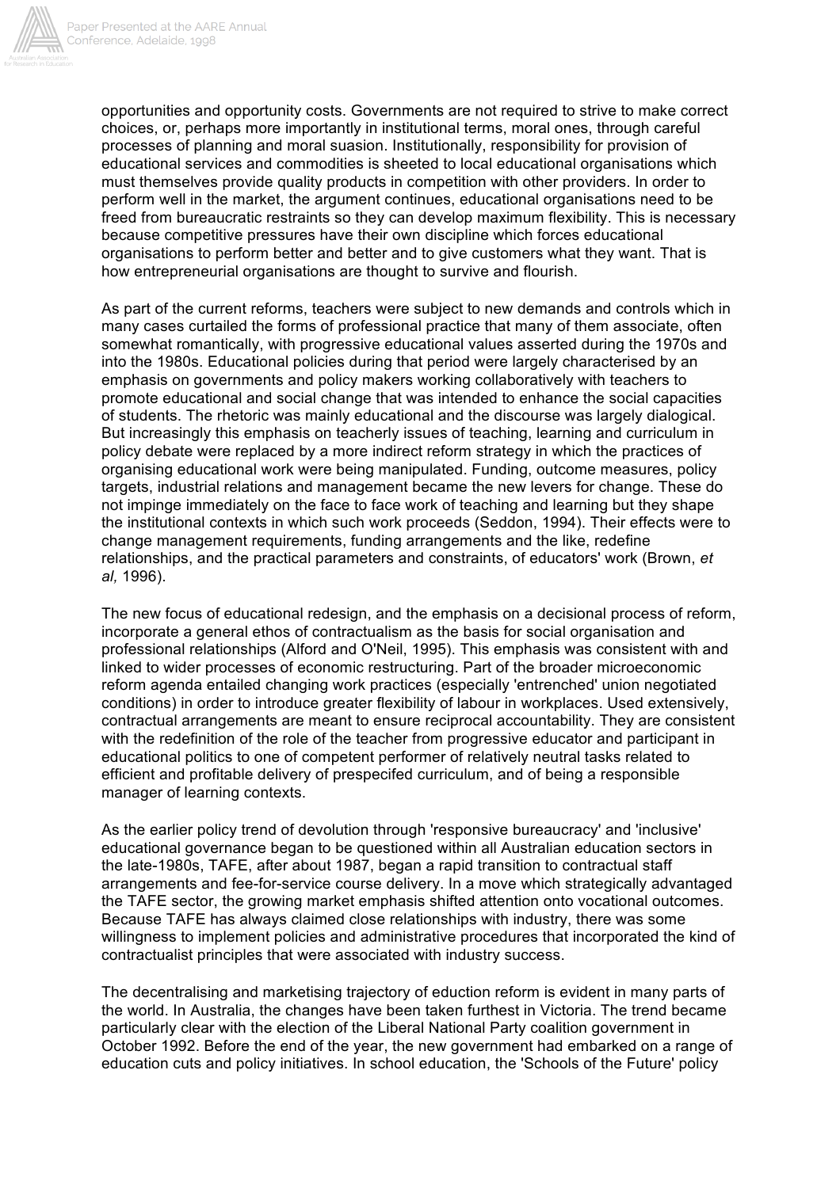opportunities and opportunity costs. Governments are not required to strive to make correct choices, or, perhaps more importantly in institutional terms, moral ones, through careful processes of planning and moral suasion. Institutionally, responsibility for provision of educational services and commodities is sheeted to local educational organisations which must themselves provide quality products in competition with other providers. In order to perform well in the market, the argument continues, educational organisations need to be freed from bureaucratic restraints so they can develop maximum flexibility. This is necessary because competitive pressures have their own discipline which forces educational organisations to perform better and better and to give customers what they want. That is how entrepreneurial organisations are thought to survive and flourish.

As part of the current reforms, teachers were subject to new demands and controls which in many cases curtailed the forms of professional practice that many of them associate, often somewhat romantically, with progressive educational values asserted during the 1970s and into the 1980s. Educational policies during that period were largely characterised by an emphasis on governments and policy makers working collaboratively with teachers to promote educational and social change that was intended to enhance the social capacities of students. The rhetoric was mainly educational and the discourse was largely dialogical. But increasingly this emphasis on teacherly issues of teaching, learning and curriculum in policy debate were replaced by a more indirect reform strategy in which the practices of organising educational work were being manipulated. Funding, outcome measures, policy targets, industrial relations and management became the new levers for change. These do not impinge immediately on the face to face work of teaching and learning but they shape the institutional contexts in which such work proceeds (Seddon, 1994). Their effects were to change management requirements, funding arrangements and the like, redefine relationships, and the practical parameters and constraints, of educators' work (Brown, *et al,* 1996).

The new focus of educational redesign, and the emphasis on a decisional process of reform, incorporate a general ethos of contractualism as the basis for social organisation and professional relationships (Alford and O'Neil, 1995). This emphasis was consistent with and linked to wider processes of economic restructuring. Part of the broader microeconomic reform agenda entailed changing work practices (especially 'entrenched' union negotiated conditions) in order to introduce greater flexibility of labour in workplaces. Used extensively, contractual arrangements are meant to ensure reciprocal accountability. They are consistent with the redefinition of the role of the teacher from progressive educator and participant in educational politics to one of competent performer of relatively neutral tasks related to efficient and profitable delivery of prespecifed curriculum, and of being a responsible manager of learning contexts.

As the earlier policy trend of devolution through 'responsive bureaucracy' and 'inclusive' educational governance began to be questioned within all Australian education sectors in the late-1980s, TAFE, after about 1987, began a rapid transition to contractual staff arrangements and fee-for-service course delivery. In a move which strategically advantaged the TAFE sector, the growing market emphasis shifted attention onto vocational outcomes. Because TAFE has always claimed close relationships with industry, there was some willingness to implement policies and administrative procedures that incorporated the kind of contractualist principles that were associated with industry success.

The decentralising and marketising trajectory of eduction reform is evident in many parts of the world. In Australia, the changes have been taken furthest in Victoria. The trend became particularly clear with the election of the Liberal National Party coalition government in October 1992. Before the end of the year, the new government had embarked on a range of education cuts and policy initiatives. In school education, the 'Schools of the Future' policy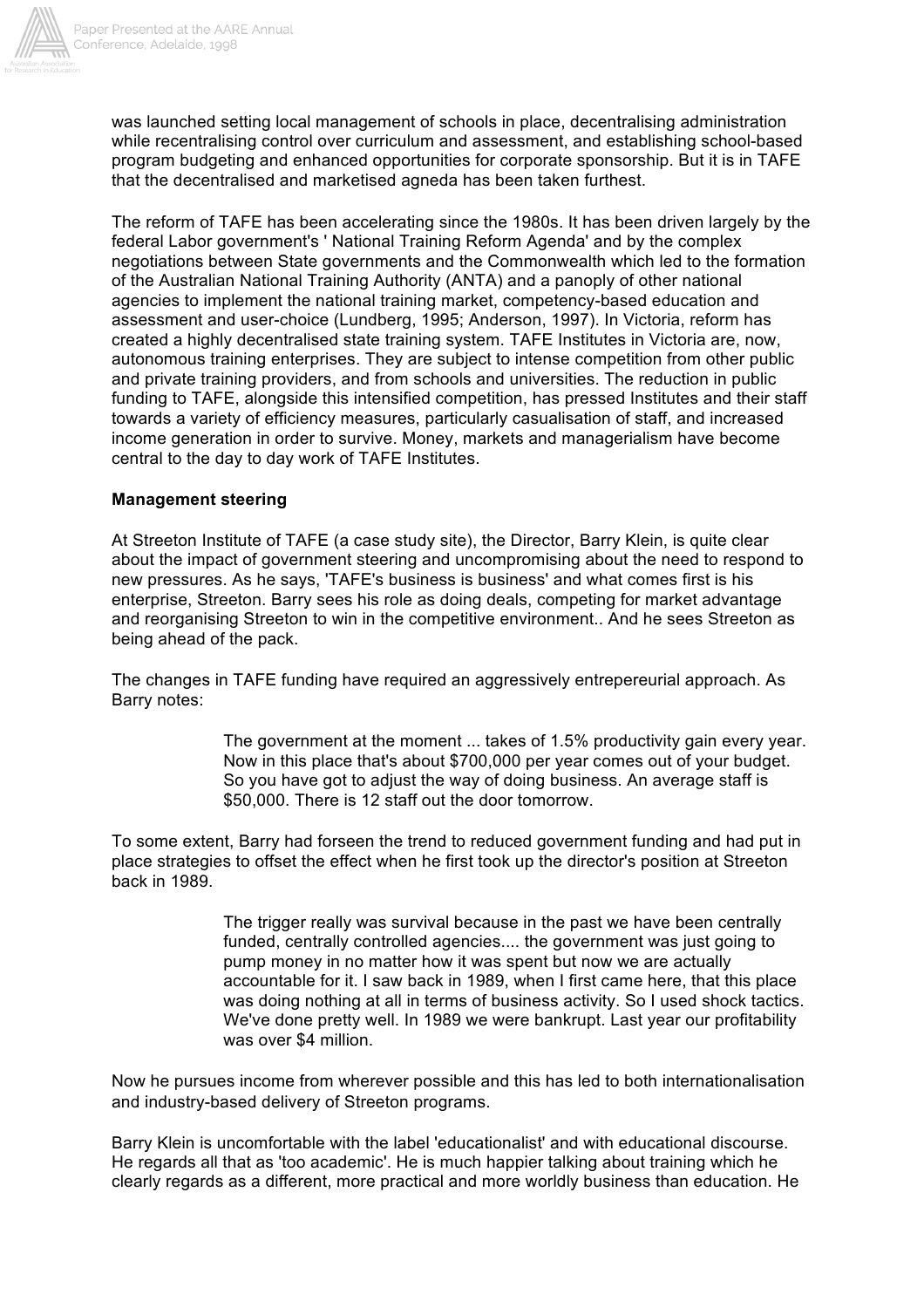was launched setting local management of schools in place, decentralising administration while recentralising control over curriculum and assessment, and establishing school-based program budgeting and enhanced opportunities for corporate sponsorship. But it is in TAFE that the decentralised and marketised agneda has been taken furthest.

The reform of TAFE has been accelerating since the 1980s. It has been driven largely by the federal Labor government's ' National Training Reform Agenda' and by the complex negotiations between State governments and the Commonwealth which led to the formation of the Australian National Training Authority (ANTA) and a panoply of other national agencies to implement the national training market, competency-based education and assessment and user-choice (Lundberg, 1995; Anderson, 1997). In Victoria, reform has created a highly decentralised state training system. TAFE Institutes in Victoria are, now, autonomous training enterprises. They are subject to intense competition from other public and private training providers, and from schools and universities. The reduction in public funding to TAFE, alongside this intensified competition, has pressed Institutes and their staff towards a variety of efficiency measures, particularly casualisation of staff, and increased income generation in order to survive. Money, markets and managerialism have become central to the day to day work of TAFE Institutes.

**Management steering**

At Streeton Institute of TAFE (a case study site), the Director, Barry Klein, is quite clear about the impact of government steering and uncompromising about the need to respond to new pressures. As he says, 'TAFE's business is business' and what comes first is his enterprise, Streeton. Barry sees his role as doing deals, competing for market advantage and reorganising Streeton to win in the competitive environment.. And he sees Streeton as being ahead of the pack.

The changes in TAFE funding have required an aggressively entrepereurial approach. As Barry notes:

> The government at the moment ... takes of 1.5% productivity gain every year. Now in this place that's about $700,000 per year comes out of your budget. So you have got to adjust the way of doing business. An average staff is $50,000. There is 12 staff out the door tomorrow.

To some extent, Barry had forseen the trend to reduced government funding and had put in place strategies to offset the effect when he first took up the director's position at Streeton back in 1989.

> The trigger really was survival because in the past we have been centrally funded, centrally controlled agencies.... the government was just going to pump money in no matter how it was spent but now we are actually accountable for it. I saw back in 1989, when I first came here, that this place was doing nothing at all in terms of business activity. So I used shock tactics. We've done pretty well. In 1989 we were bankrupt. Last year our profitability was over $4 million.

Now he pursues income from wherever possible and this has led to both internationalisation and industry-based delivery of Streeton programs.

Barry Klein is uncomfortable with the label 'educationalist' and with educational discourse. He regards all that as 'too academic'. He is much happier talking about training which he clearly regards as a different, more practical and more worldly business than education. He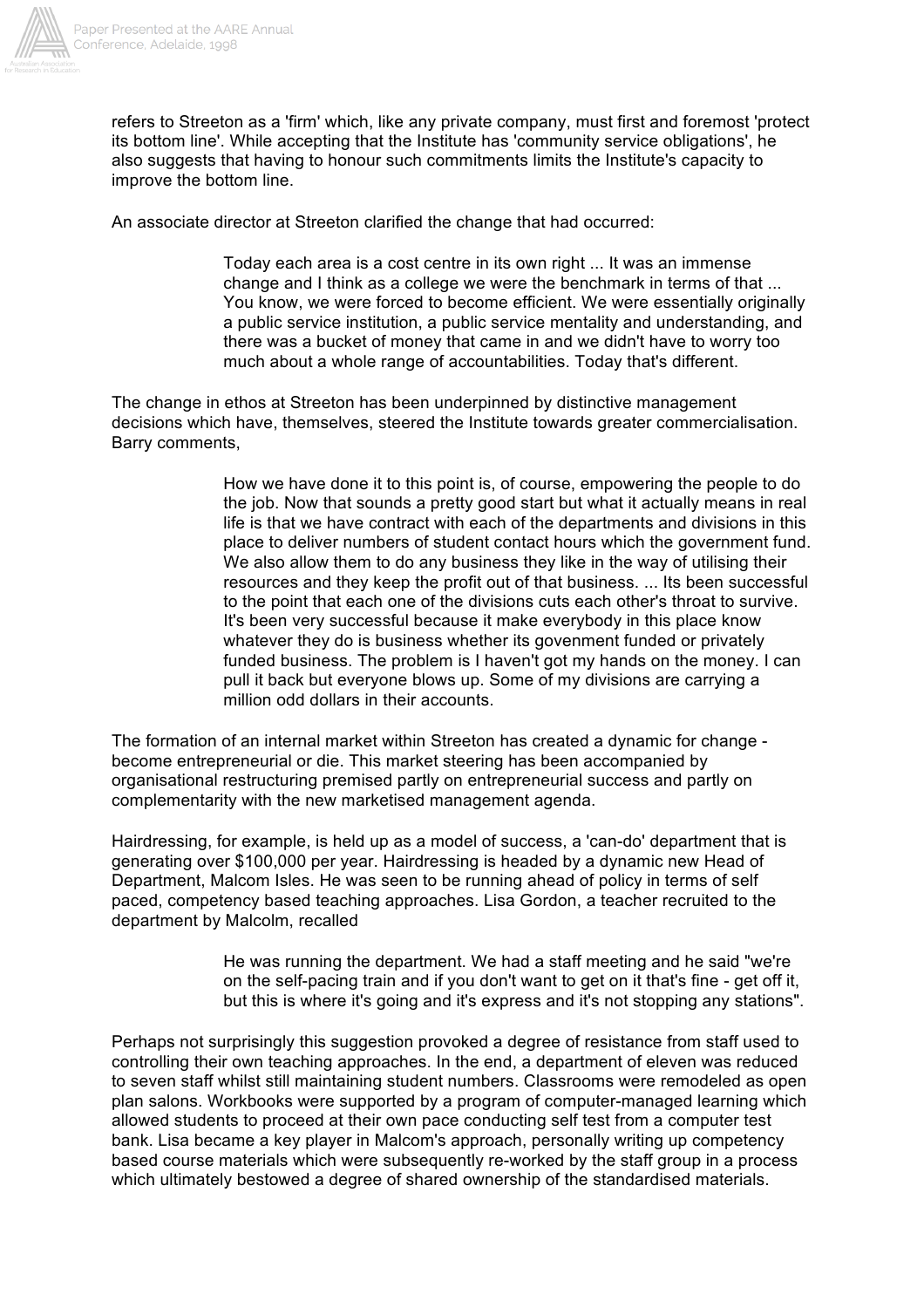refers to Streeton as a 'firm' which, like any private company, must first and foremost 'protect its bottom line'. While accepting that the Institute has 'community service obligations', he also suggests that having to honour such commitments limits the Institute's capacity to improve the bottom line.

An associate director at Streeton clarified the change that had occurred:

> Today each area is a cost centre in its own right ... It was an immense change and I think as a college we were the benchmark in terms of that ... You know, we were forced to become efficient. We were essentially originally a public service institution, a public service mentality and understanding, and there was a bucket of money that came in and we didn't have to worry too much about a whole range of accountabilities. Today that's different.

The change in ethos at Streeton has been underpinned by distinctive management decisions which have, themselves, steered the Institute towards greater commercialisation. Barry comments,

> How we have done it to this point is, of course, empowering the people to do the job. Now that sounds a pretty good start but what it actually means in real life is that we have contract with each of the departments and divisions in this place to deliver numbers of student contact hours which the government fund. We also allow them to do any business they like in the way of utilising their resources and they keep the profit out of that business. ... Its been successful to the point that each one of the divisions cuts each other's throat to survive. It's been very successful because it make everybody in this place know whatever they do is business whether its govenment funded or privately funded business. The problem is I haven't got my hands on the money. I can pull it back but everyone blows up. Some of my divisions are carrying a million odd dollars in their accounts.

The formation of an internal market within Streeton has created a dynamic for change - become entrepreneurial or die. This market steering has been accompanied by organisational restructuring premised partly on entrepreneurial success and partly on complementarity with the new marketised management agenda.

Hairdressing, for example, is held up as a model of success, a 'can-do' department that is generating over $100,000 per year. Hairdressing is headed by a dynamic new Head of Department, Malcom Isles. He was seen to be running ahead of policy in terms of self paced, competency based teaching approaches. Lisa Gordon, a teacher recruited to the department by Malcolm, recalled

> He was running the department. We had a staff meeting and he said "we're on the self-pacing train and if you don't want to get on it that's fine - get off it, but this is where it's going and it's express and it's not stopping any stations".

Perhaps not surprisingly this suggestion provoked a degree of resistance from staff used to controlling their own teaching approaches. In the end, a department of eleven was reduced to seven staff whilst still maintaining student numbers. Classrooms were remodeled as open plan salons. Workbooks were supported by a program of computer-managed learning which allowed students to proceed at their own pace conducting self test from a computer test bank. Lisa became a key player in Malcom's approach, personally writing up competency based course materials which were subsequently re-worked by the staff group in a process which ultimately bestowed a degree of shared ownership of the standardised materials.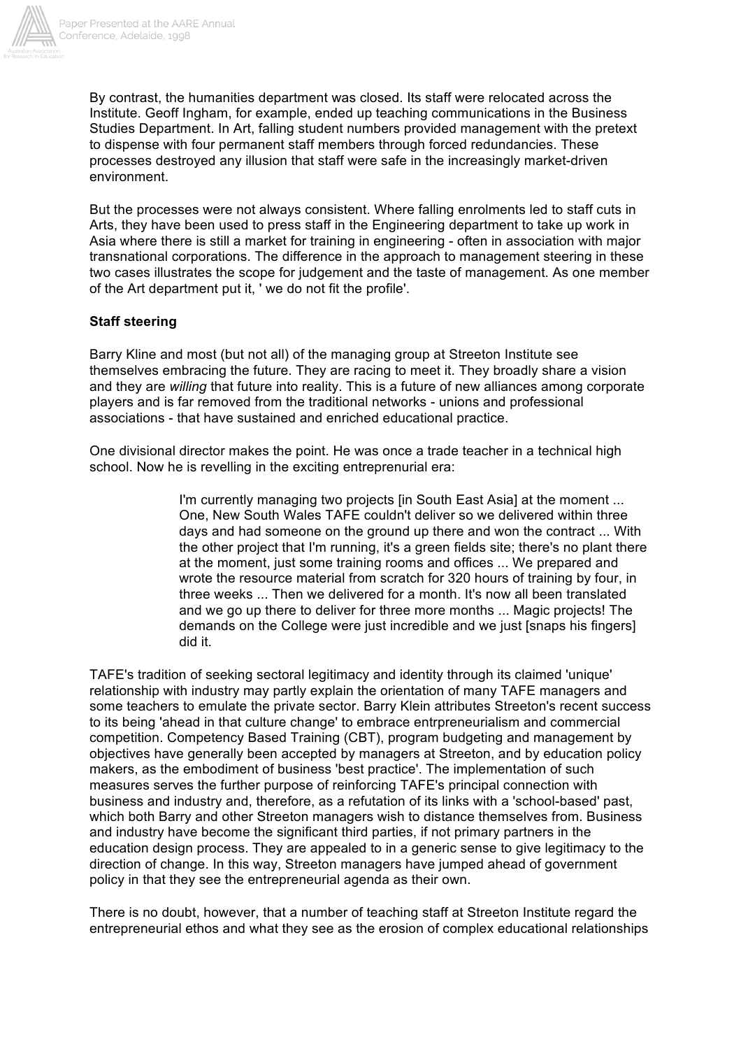By contrast, the humanities department was closed. Its staff were relocated across the Institute. Geoff Ingham, for example, ended up teaching communications in the Business Studies Department. In Art, falling student numbers provided management with the pretext to dispense with four permanent staff members through forced redundancies. These processes destroyed any illusion that staff were safe in the increasingly market-driven environment.

But the processes were not always consistent. Where falling enrolments led to staff cuts in Arts, they have been used to press staff in the Engineering department to take up work in Asia where there is still a market for training in engineering - often in association with major transnational corporations. The difference in the approach to management steering in these two cases illustrates the scope for judgement and the taste of management. As one member of the Art department put it, ' we do not fit the profile'.

**Staff steering**

Barry Kline and most (but not all) of the managing group at Streeton Institute see themselves embracing the future. They are racing to meet it. They broadly share a vision and they are *willing* that future into reality. This is a future of new alliances among corporate players and is far removed from the traditional networks - unions and professional associations - that have sustained and enriched educational practice.

One divisional director makes the point. He was once a trade teacher in a technical high school. Now he is revelling in the exciting entreprenurial era:

> I'm currently managing two projects [in South East Asia] at the moment ... One, New South Wales TAFE couldn't deliver so we delivered within three days and had someone on the ground up there and won the contract ... With the other project that I'm running, it's a green fields site; there's no plant there at the moment, just some training rooms and offices ... We prepared and wrote the resource material from scratch for 320 hours of training by four, in three weeks ... Then we delivered for a month. It's now all been translated and we go up there to deliver for three more months ... Magic projects! The demands on the College were just incredible and we just [snaps his fingers] did it.

TAFE's tradition of seeking sectoral legitimacy and identity through its claimed 'unique' relationship with industry may partly explain the orientation of many TAFE managers and some teachers to emulate the private sector. Barry Klein attributes Streeton's recent success to its being 'ahead in that culture change' to embrace entrpreneurialism and commercial competition. Competency Based Training (CBT), program budgeting and management by objectives have generally been accepted by managers at Streeton, and by education policy makers, as the embodiment of business 'best practice'. The implementation of such measures serves the further purpose of reinforcing TAFE's principal connection with business and industry and, therefore, as a refutation of its links with a 'school-based' past, which both Barry and other Streeton managers wish to distance themselves from. Business and industry have become the significant third parties, if not primary partners in the education design process. They are appealed to in a generic sense to give legitimacy to the direction of change. In this way, Streeton managers have jumped ahead of government policy in that they see the entrepreneurial agenda as their own.

There is no doubt, however, that a number of teaching staff at Streeton Institute regard the entrepreneurial ethos and what they see as the erosion of complex educational relationships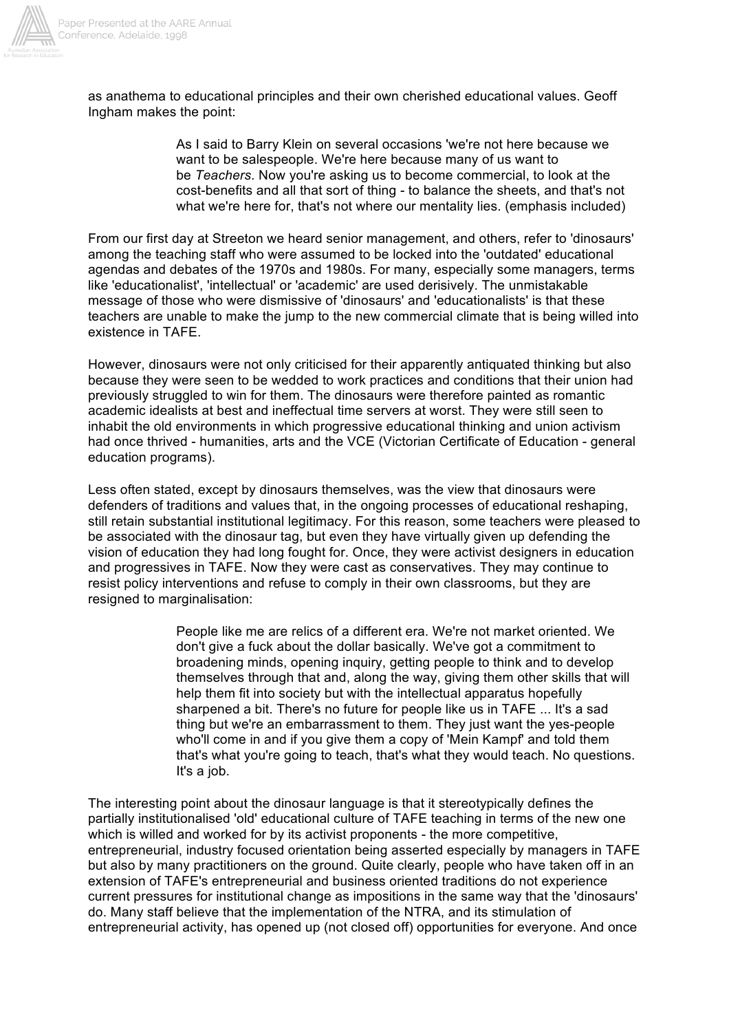as anathema to educational principles and their own cherished educational values. Geoff Ingham makes the point:

> As I said to Barry Klein on several occasions 'we're not here because we want to be salespeople. We're here because many of us want to be *Teachers*. Now you're asking us to become commercial, to look at the cost-benefits and all that sort of thing - to balance the sheets, and that's not what we're here for, that's not where our mentality lies. (emphasis included)

From our first day at Streeton we heard senior management, and others, refer to 'dinosaurs' among the teaching staff who were assumed to be locked into the 'outdated' educational agendas and debates of the 1970s and 1980s. For many, especially some managers, terms like 'educationalist', 'intellectual' or 'academic' are used derisively. The unmistakable message of those who were dismissive of 'dinosaurs' and 'educationalists' is that these teachers are unable to make the jump to the new commercial climate that is being willed into existence in TAFE.

However, dinosaurs were not only criticised for their apparently antiquated thinking but also because they were seen to be wedded to work practices and conditions that their union had previously struggled to win for them. The dinosaurs were therefore painted as romantic academic idealists at best and ineffectual time servers at worst. They were still seen to inhabit the old environments in which progressive educational thinking and union activism had once thrived - humanities, arts and the VCE (Victorian Certificate of Education - general education programs).

Less often stated, except by dinosaurs themselves, was the view that dinosaurs were defenders of traditions and values that, in the ongoing processes of educational reshaping, still retain substantial institutional legitimacy. For this reason, some teachers were pleased to be associated with the dinosaur tag, but even they have virtually given up defending the vision of education they had long fought for. Once, they were activist designers in education and progressives in TAFE. Now they were cast as conservatives. They may continue to resist policy interventions and refuse to comply in their own classrooms, but they are resigned to marginalisation:

> People like me are relics of a different era. We're not market oriented. We don't give a fuck about the dollar basically. We've got a commitment to broadening minds, opening inquiry, getting people to think and to develop themselves through that and, along the way, giving them other skills that will help them fit into society but with the intellectual apparatus hopefully sharpened a bit. There's no future for people like us in TAFE ... It's a sad thing but we're an embarrassment to them. They just want the yes-people who'll come in and if you give them a copy of 'Mein Kampf' and told them that's what you're going to teach, that's what they would teach. No questions. It's a job.

The interesting point about the dinosaur language is that it stereotypically defines the partially institutionalised 'old' educational culture of TAFE teaching in terms of the new one which is willed and worked for by its activist proponents - the more competitive, entrepreneurial, industry focused orientation being asserted especially by managers in TAFE but also by many practitioners on the ground. Quite clearly, people who have taken off in an extension of TAFE's entrepreneurial and business oriented traditions do not experience current pressures for institutional change as impositions in the same way that the 'dinosaurs' do. Many staff believe that the implementation of the NTRA, and its stimulation of entrepreneurial activity, has opened up (not closed off) opportunities for everyone. And once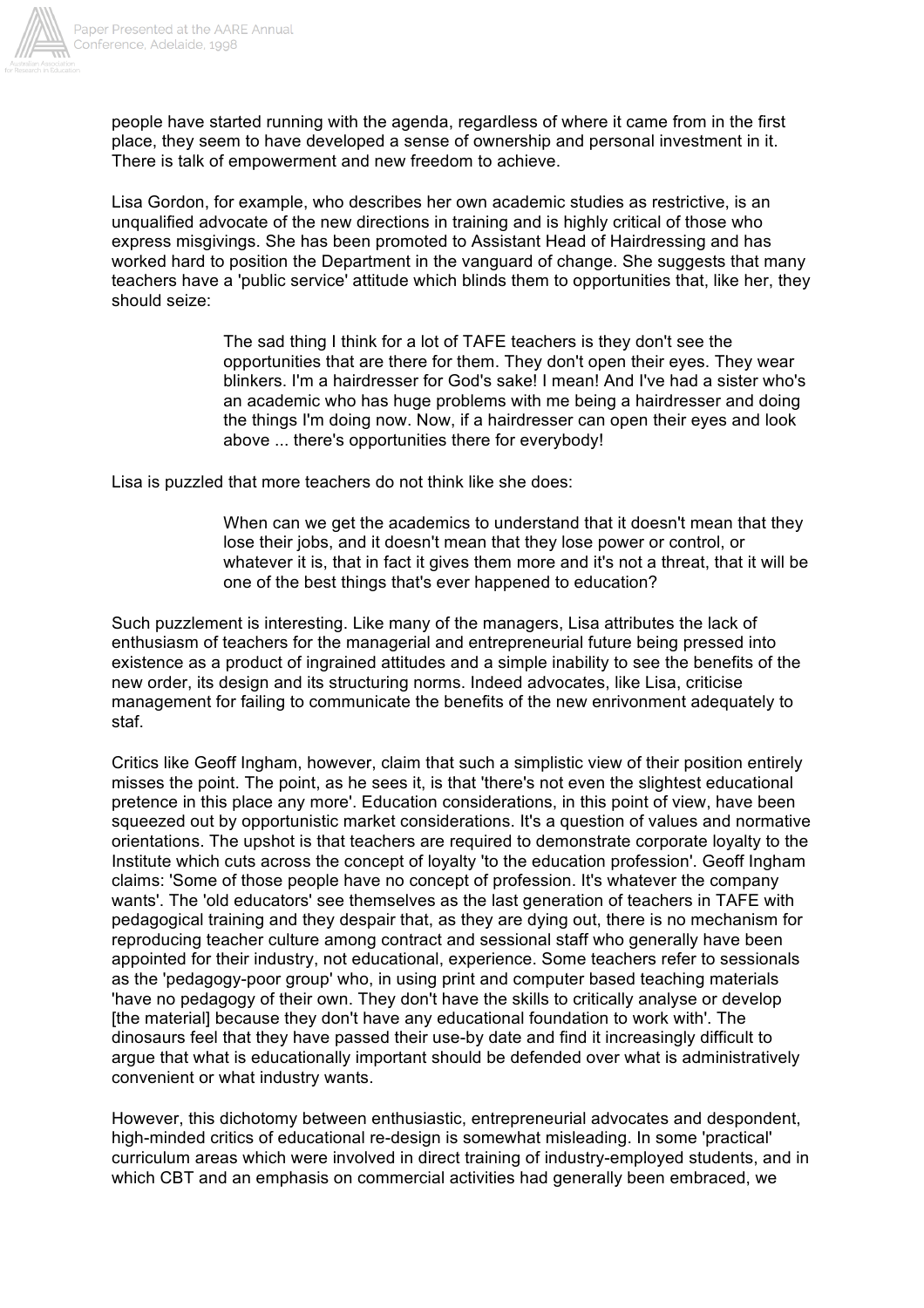people have started running with the agenda, regardless of where it came from in the first place, they seem to have developed a sense of ownership and personal investment in it. There is talk of empowerment and new freedom to achieve.

Lisa Gordon, for example, who describes her own academic studies as restrictive, is an unqualified advocate of the new directions in training and is highly critical of those who express misgivings. She has been promoted to Assistant Head of Hairdressing and has worked hard to position the Department in the vanguard of change. She suggests that many teachers have a 'public service' attitude which blinds them to opportunities that, like her, they should seize:

> The sad thing I think for a lot of TAFE teachers is they don't see the opportunities that are there for them. They don't open their eyes. They wear blinkers. I'm a hairdresser for God's sake! I mean! And I've had a sister who's an academic who has huge problems with me being a hairdresser and doing the things I'm doing now. Now, if a hairdresser can open their eyes and look above ... there's opportunities there for everybody!

Lisa is puzzled that more teachers do not think like she does:

> When can we get the academics to understand that it doesn't mean that they lose their jobs, and it doesn't mean that they lose power or control, or whatever it is, that in fact it gives them more and it's not a threat, that it will be one of the best things that's ever happened to education?

Such puzzlement is interesting. Like many of the managers, Lisa attributes the lack of enthusiasm of teachers for the managerial and entrepreneurial future being pressed into existence as a product of ingrained attitudes and a simple inability to see the benefits of the new order, its design and its structuring norms. Indeed advocates, like Lisa, criticise management for failing to communicate the benefits of the new enrivonment adequately to staf.

Critics like Geoff Ingham, however, claim that such a simplistic view of their position entirely misses the point. The point, as he sees it, is that 'there's not even the slightest educational pretence in this place any more'. Education considerations, in this point of view, have been squeezed out by opportunistic market considerations. It's a question of values and normative orientations. The upshot is that teachers are required to demonstrate corporate loyalty to the Institute which cuts across the concept of loyalty 'to the education profession'. Geoff Ingham claims: 'Some of those people have no concept of profession. It's whatever the company wants'. The 'old educators' see themselves as the last generation of teachers in TAFE with pedagogical training and they despair that, as they are dying out, there is no mechanism for reproducing teacher culture among contract and sessional staff who generally have been appointed for their industry, not educational, experience. Some teachers refer to sessionals as the 'pedagogy-poor group' who, in using print and computer based teaching materials 'have no pedagogy of their own. They don't have the skills to critically analyse or develop [the material] because they don't have any educational foundation to work with'. The dinosaurs feel that they have passed their use-by date and find it increasingly difficult to argue that what is educationally important should be defended over what is administratively convenient or what industry wants.

However, this dichotomy between enthusiastic, entrepreneurial advocates and despondent, high-minded critics of educational re-design is somewhat misleading. In some 'practical' curriculum areas which were involved in direct training of industry-employed students, and in which CBT and an emphasis on commercial activities had generally been embraced, we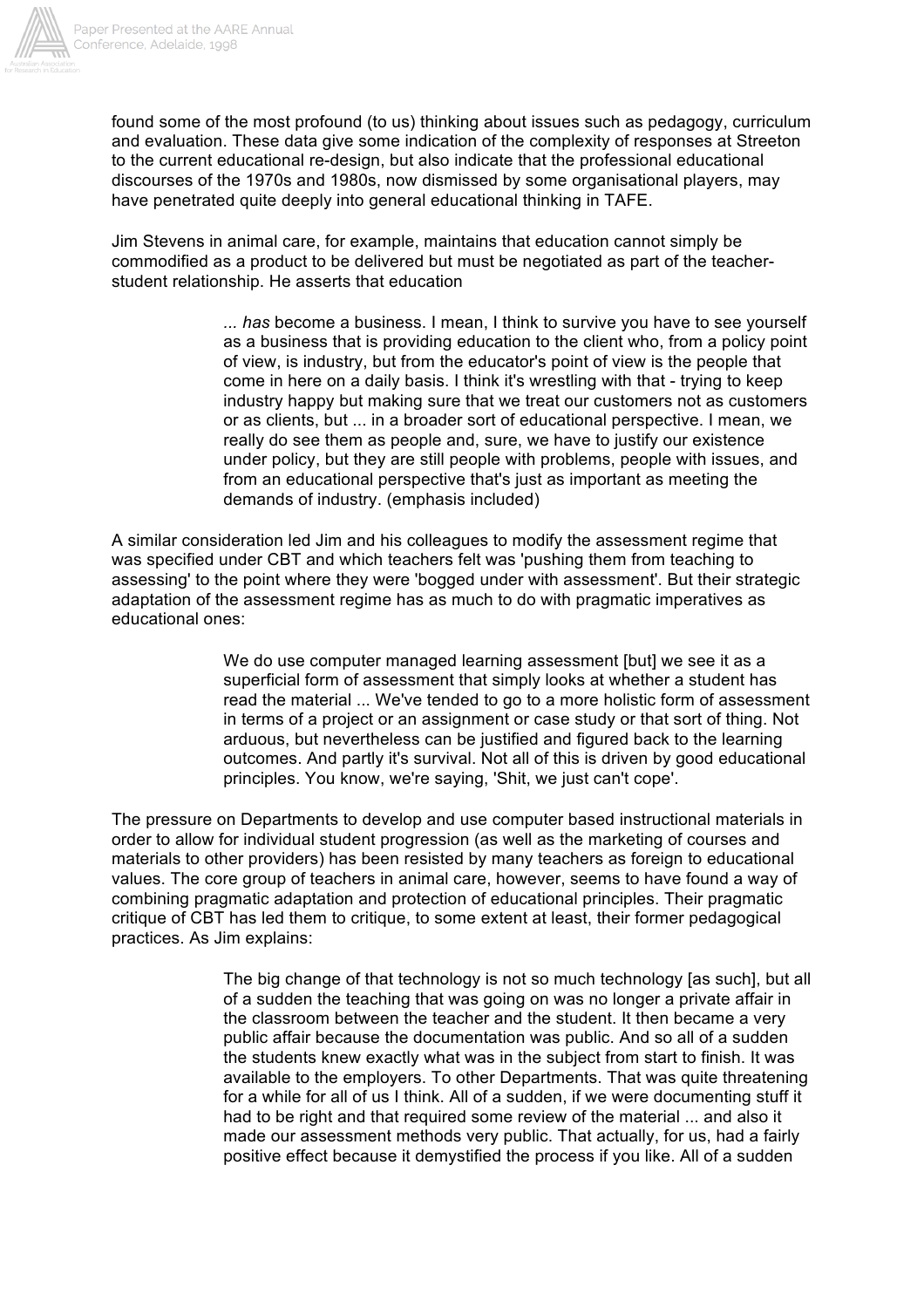found some of the most profound (to us) thinking about issues such as pedagogy, curriculum and evaluation. These data give some indication of the complexity of responses at Streeton to the current educational re-design, but also indicate that the professional educational discourses of the 1970s and 1980s, now dismissed by some organisational players, may have penetrated quite deeply into general educational thinking in TAFE.

Jim Stevens in animal care, for example, maintains that education cannot simply be commodified as a product to be delivered but must be negotiated as part of the teacher-student relationship. He asserts that education

> ... *has* become a business. I mean, I think to survive you have to see yourself as a business that is providing education to the client who, from a policy point of view, is industry, but from the educator's point of view is the people that come in here on a daily basis. I think it's wrestling with that - trying to keep industry happy but making sure that we treat our customers not as customers or as clients, but ... in a broader sort of educational perspective. I mean, we really do see them as people and, sure, we have to justify our existence under policy, but they are still people with problems, people with issues, and from an educational perspective that's just as important as meeting the demands of industry. (emphasis included)

A similar consideration led Jim and his colleagues to modify the assessment regime that was specified under CBT and which teachers felt was 'pushing them from teaching to assessing' to the point where they were 'bogged under with assessment'. But their strategic adaptation of the assessment regime has as much to do with pragmatic imperatives as educational ones:

> We do use computer managed learning assessment [but] we see it as a superficial form of assessment that simply looks at whether a student has read the material ... We've tended to go to a more holistic form of assessment in terms of a project or an assignment or case study or that sort of thing. Not arduous, but nevertheless can be justified and figured back to the learning outcomes. And partly it's survival. Not all of this is driven by good educational principles. You know, we're saying, 'Shit, we just can't cope'.

The pressure on Departments to develop and use computer based instructional materials in order to allow for individual student progression (as well as the marketing of courses and materials to other providers) has been resisted by many teachers as foreign to educational values. The core group of teachers in animal care, however, seems to have found a way of combining pragmatic adaptation and protection of educational principles. Their pragmatic critique of CBT has led them to critique, to some extent at least, their former pedagogical practices. As Jim explains:

> The big change of that technology is not so much technology [as such], but all of a sudden the teaching that was going on was no longer a private affair in the classroom between the teacher and the student. It then became a very public affair because the documentation was public. And so all of a sudden the students knew exactly what was in the subject from start to finish. It was available to the employers. To other Departments. That was quite threatening for a while for all of us I think. All of a sudden, if we were documenting stuff it had to be right and that required some review of the material ... and also it made our assessment methods very public. That actually, for us, had a fairly positive effect because it demystified the process if you like. All of a sudden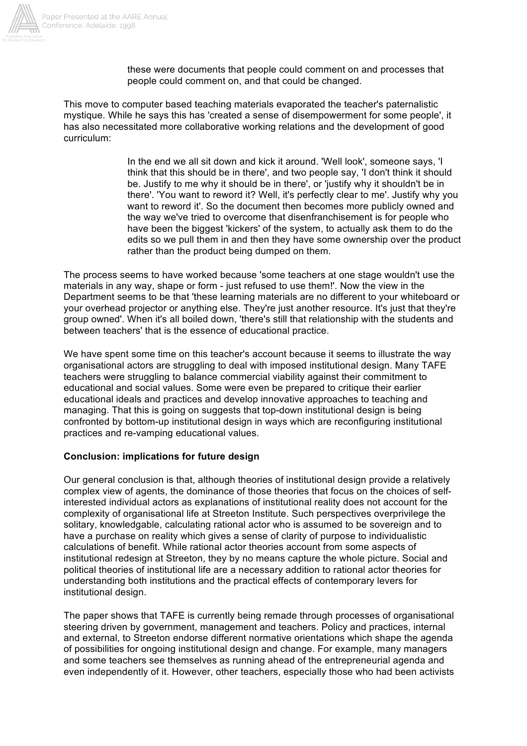> these were documents that people could comment on and processes that people could comment on, and that could be changed.

This move to computer based teaching materials evaporated the teacher's paternalistic mystique. While he says this has 'created a sense of disempowerment for some people', it has also necessitated more collaborative working relations and the development of good curriculum:

> In the end we all sit down and kick it around. 'Well look', someone says, 'I think that this should be in there', and two people say, 'I don't think it should be. Justify to me why it should be in there', or 'justify why it shouldn't be in there'. 'You want to reword it? Well, it's perfectly clear to me'. Justify why you want to reword it'. So the document then becomes more publicly owned and the way we've tried to overcome that disenfranchisement is for people who have been the biggest 'kickers' of the system, to actually ask them to do the edits so we pull them in and then they have some ownership over the product rather than the product being dumped on them.

The process seems to have worked because 'some teachers at one stage wouldn't use the materials in any way, shape or form - just refused to use them!'. Now the view in the Department seems to be that 'these learning materials are no different to your whiteboard or your overhead projector or anything else. They're just another resource. It's just that they're group owned'. When it's all boiled down, 'there's still that relationship with the students and between teachers' that is the essence of educational practice.

We have spent some time on this teacher's account because it seems to illustrate the way organisational actors are struggling to deal with imposed institutional design. Many TAFE teachers were struggling to balance commercial viability against their commitment to educational and social values. Some were even be prepared to critique their earlier educational ideals and practices and develop innovative approaches to teaching and managing. That this is going on suggests that top-down institutional design is being confronted by bottom-up institutional design in ways which are reconfiguring institutional practices and re-vamping educational values.

**Conclusion: implications for future design**

Our general conclusion is that, although theories of institutional design provide a relatively complex view of agents, the dominance of those theories that focus on the choices of self-interested individual actors as explanations of institutional reality does not account for the complexity of organisational life at Streeton Institute. Such perspectives overprivilege the solitary, knowledgable, calculating rational actor who is assumed to be sovereign and to have a purchase on reality which gives a sense of clarity of purpose to individualistic calculations of benefit. While rational actor theories account from some aspects of institutional redesign at Streeton, they by no means capture the whole picture. Social and political theories of institutional life are a necessary addition to rational actor theories for understanding both institutions and the practical effects of contemporary levers for institutional design.

The paper shows that TAFE is currently being remade through processes of organisational steering driven by government, management and teachers. Policy and practices, internal and external, to Streeton endorse different normative orientations which shape the agenda of possibilities for ongoing institutional design and change. For example, many managers and some teachers see themselves as running ahead of the entrepreneurial agenda and even independently of it. However, other teachers, especially those who had been activists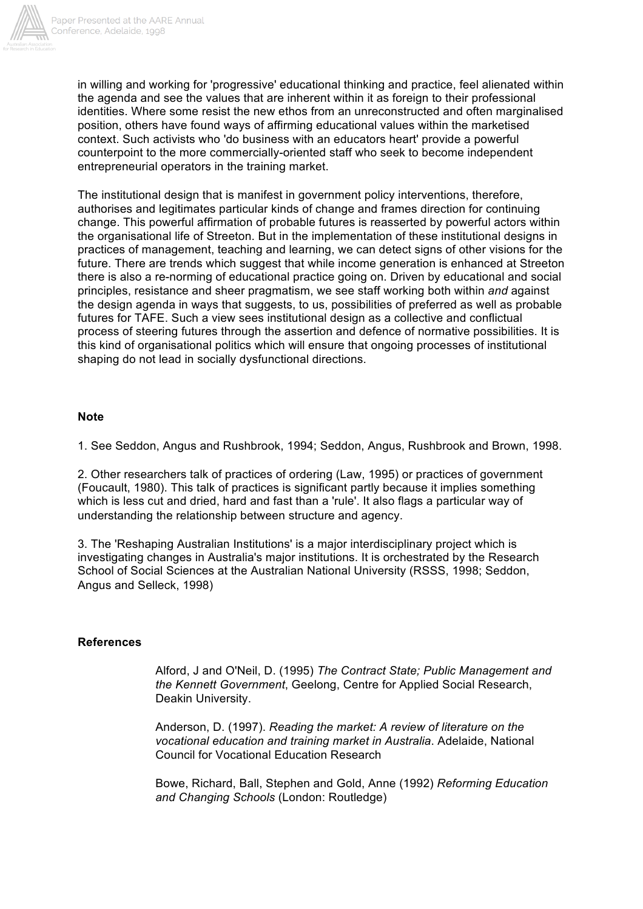in willing and working for 'progressive' educational thinking and practice, feel alienated within the agenda and see the values that are inherent within it as foreign to their professional identities. Where some resist the new ethos from an unreconstructed and often marginalised position, others have found ways of affirming educational values within the marketised context. Such activists who 'do business with an educators heart' provide a powerful counterpoint to the more commercially-oriented staff who seek to become independent entrepreneurial operators in the training market.

The institutional design that is manifest in government policy interventions, therefore, authorises and legitimates particular kinds of change and frames direction for continuing change. This powerful affirmation of probable futures is reasserted by powerful actors within the organisational life of Streeton. But in the implementation of these institutional designs in practices of management, teaching and learning, we can detect signs of other visions for the future. There are trends which suggest that while income generation is enhanced at Streeton there is also a re-norming of educational practice going on. Driven by educational and social principles, resistance and sheer pragmatism, we see staff working both within *and* against the design agenda in ways that suggests, to us, possibilities of preferred as well as probable futures for TAFE. Such a view sees institutional design as a collective and conflictual process of steering futures through the assertion and defence of normative possibilities. It is this kind of organisational politics which will ensure that ongoing processes of institutional shaping do not lead in socially dysfunctional directions.

**Note**

1. See Seddon, Angus and Rushbrook, 1994; Seddon, Angus, Rushbrook and Brown, 1998.

2. Other researchers talk of practices of ordering (Law, 1995) or practices of government (Foucault, 1980). This talk of practices is significant partly because it implies something which is less cut and dried, hard and fast than a 'rule'. It also flags a particular way of understanding the relationship between structure and agency.

3. The 'Reshaping Australian Institutions' is a major interdisciplinary project which is investigating changes in Australia's major institutions. It is orchestrated by the Research School of Social Sciences at the Australian National University (RSSS, 1998; Seddon, Angus and Selleck, 1998)

**References**

Alford, J and O'Neil, D. (1995) *The Contract State; Public Management and the Kennett Government*, Geelong, Centre for Applied Social Research, Deakin University.

Anderson, D. (1997). *Reading the market: A review of literature on the vocational education and training market in Australia*. Adelaide, National Council for Vocational Education Research

Bowe, Richard, Ball, Stephen and Gold, Anne (1992) *Reforming Education and Changing Schools* (London: Routledge)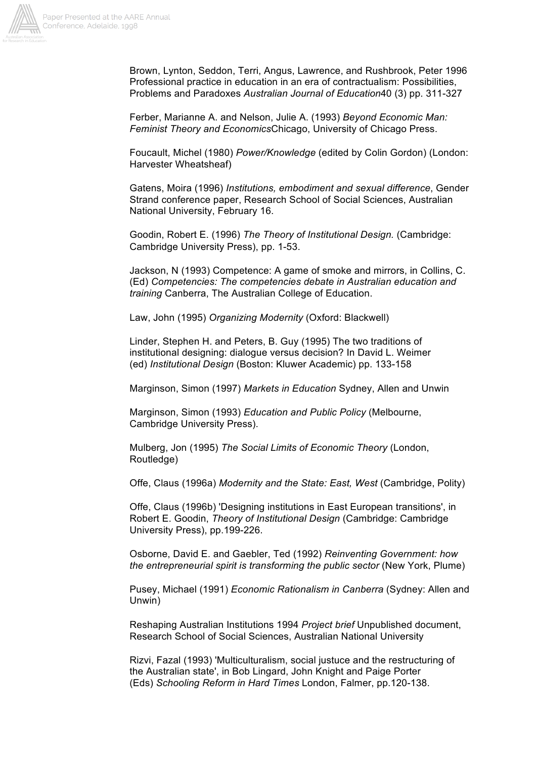Brown, Lynton, Seddon, Terri, Angus, Lawrence, and Rushbrook, Peter 1996 Professional practice in education in an era of contractualism: Possibilities, Problems and Paradoxes *Australian Journal of Education*40 (3) pp. 311-327

Ferber, Marianne A. and Nelson, Julie A. (1993) *Beyond Economic Man: Feminist Theory and Economics*Chicago, University of Chicago Press.

Foucault, Michel (1980) *Power/Knowledge* (edited by Colin Gordon) (London: Harvester Wheatsheaf)

Gatens, Moira (1996) *Institutions, embodiment and sexual difference*, Gender Strand conference paper, Research School of Social Sciences, Australian National University, February 16.

Goodin, Robert E. (1996) *The Theory of Institutional Design.* (Cambridge: Cambridge University Press), pp. 1-53.

Jackson, N (1993) Competence: A game of smoke and mirrors, in Collins, C. (Ed) *Competencies: The competencies debate in Australian education and training* Canberra, The Australian College of Education.

Law, John (1995) *Organizing Modernity* (Oxford: Blackwell)

Linder, Stephen H. and Peters, B. Guy (1995) The two traditions of institutional designing: dialogue versus decision? In David L. Weimer (ed) *Institutional Design* (Boston: Kluwer Academic) pp. 133-158

Marginson, Simon (1997) *Markets in Education* Sydney, Allen and Unwin

Marginson, Simon (1993) *Education and Public Policy* (Melbourne, Cambridge University Press).

Mulberg, Jon (1995) *The Social Limits of Economic Theory* (London, Routledge)

Offe, Claus (1996a) *Modernity and the State: East, West* (Cambridge, Polity)

Offe, Claus (1996b) 'Designing institutions in East European transitions', in Robert E. Goodin, *Theory of Institutional Design* (Cambridge: Cambridge University Press), pp.199-226.

Osborne, David E. and Gaebler, Ted (1992) *Reinventing Government: how the entrepreneurial spirit is transforming the public sector* (New York, Plume)

Pusey, Michael (1991) *Economic Rationalism in Canberra* (Sydney: Allen and Unwin)

Reshaping Australian Institutions 1994 *Project brief* Unpublished document, Research School of Social Sciences, Australian National University

Rizvi, Fazal (1993) 'Multiculturalism, social justuce and the restructuring of the Australian state', in Bob Lingard, John Knight and Paige Porter (Eds) *Schooling Reform in Hard Times* London, Falmer, pp.120-138.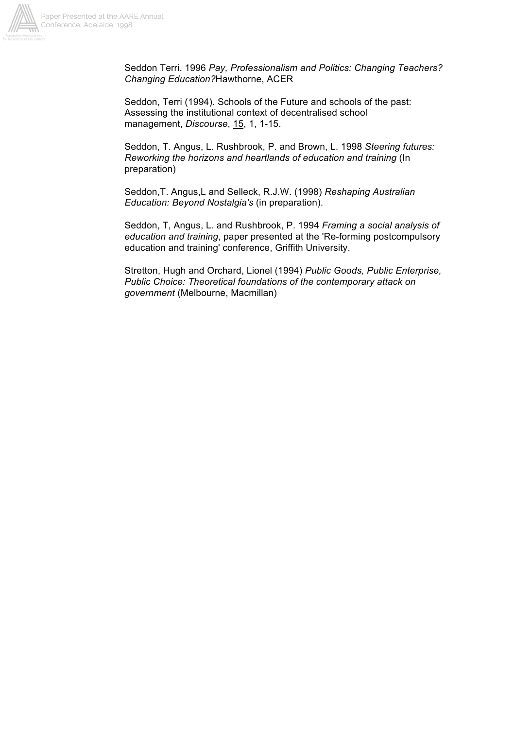Seddon Terri. 1996 *Pay, Professionalism and Politics: Changing Teachers? Changing Education?*Hawthorne, ACER

Seddon, Terri (1994). Schools of the Future and schools of the past: Assessing the institutional context of decentralised school management, *Discourse*, 15, 1, 1-15.

Seddon, T. Angus, L. Rushbrook, P. and Brown, L. 1998 *Steering futures: Reworking the horizons and heartlands of education and training* (In preparation)

Seddon,T. Angus,L and Selleck, R.J.W. (1998) *Reshaping Australian Education: Beyond Nostalgia's* (in preparation).

Seddon, T, Angus, L. and Rushbrook, P. 1994 *Framing a social analysis of education and training*, paper presented at the 'Re-forming postcompulsory education and training' conference, Griffith University.

Stretton, Hugh and Orchard, Lionel (1994) *Public Goods, Public Enterprise, Public Choice: Theoretical foundations of the contemporary attack on government* (Melbourne, Macmillan)